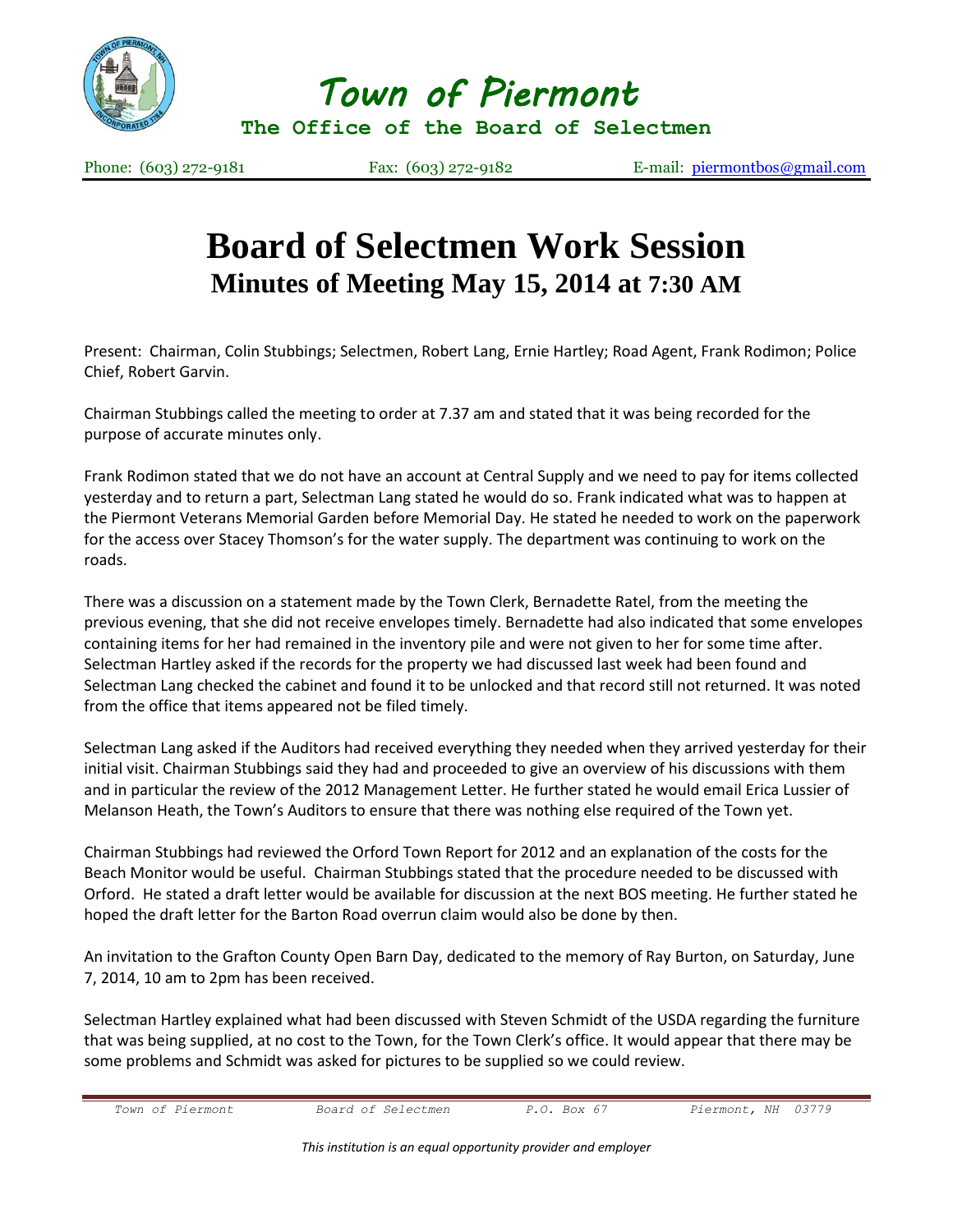# Town of Piermont

**The Office of the Board of Selectmen**

Phone: (603) 272-9181 Fax: (603) 272-9182 E-mail: piermontbos@gmail.com

# Board of Selectmen Work Session

## Minutes of Meeting May 15, 2014 at 7:30 AM

Present: Chairman, Colin Stubbings; Selectmen, Robert Lang, Ernie Hartley; Road Agent, Frank Rodimon; Police Chief, Robert Garvin.

Chairman Stubbings called the meeting to order at 7.37 am and stated that it was being recorded for the purpose of accurate minutes only.

Frank Rodimon stated that we do not have an account at Central Supply and we need to pay for items collected yesterday and to return a part, Selectman Lang stated he would do so. Frank indicated what was to happen at the Piermont Veterans Memorial Garden before Memorial Day. He stated he needed to work on the paperwork for the access over Stacey Thomson's for the water supply. The department was continuing to work on the roads.

There was a discussion on a statement made by the Town Clerk, Bernadette Ratel, from the meeting the previous evening, that she did not receive envelopes timely. Bernadette had also indicated that some envelopes containing items for her had remained in the inventory pile and were not given to her for some time after. Selectman Hartley asked if the records for the property we had discussed last week had been found and Selectman Lang checked the cabinet and found it to be unlocked and that record still not returned. It was noted from the office that items appeared not be filed timely.

Selectman Lang asked if the Auditors had received everything they needed when they arrived yesterday for their initial visit. Chairman Stubbings said they had and proceeded to give an overview of his discussions with them and in particular the review of the 2012 Management Letter. He further stated he would email Erica Lussier of Melanson Heath, the Town's Auditors to ensure that there was nothing else required of the Town yet.

Chairman Stubbings had reviewed the Orford Town Report for 2012 and an explanation of the costs for the Beach Monitor would be useful. Chairman Stubbings stated that the procedure needed to be discussed with Orford. He stated a draft letter would be available for discussion at the next BOS meeting. He further stated he hoped the draft letter for the Barton Road overrun claim would also be done by then.

An invitation to the Grafton County Open Barn Day, dedicated to the memory of Ray Burton, on Saturday, June 7, 2014, 10 am to 2pm has been received.

Selectman Hartley explained what had been discussed with Steven Schmidt of the USDA regarding the furniture that was being supplied, at no cost to the Town, for the Town Clerk's office. It would appear that there may be some problems and Schmidt was asked for pictures to be supplied so we could review.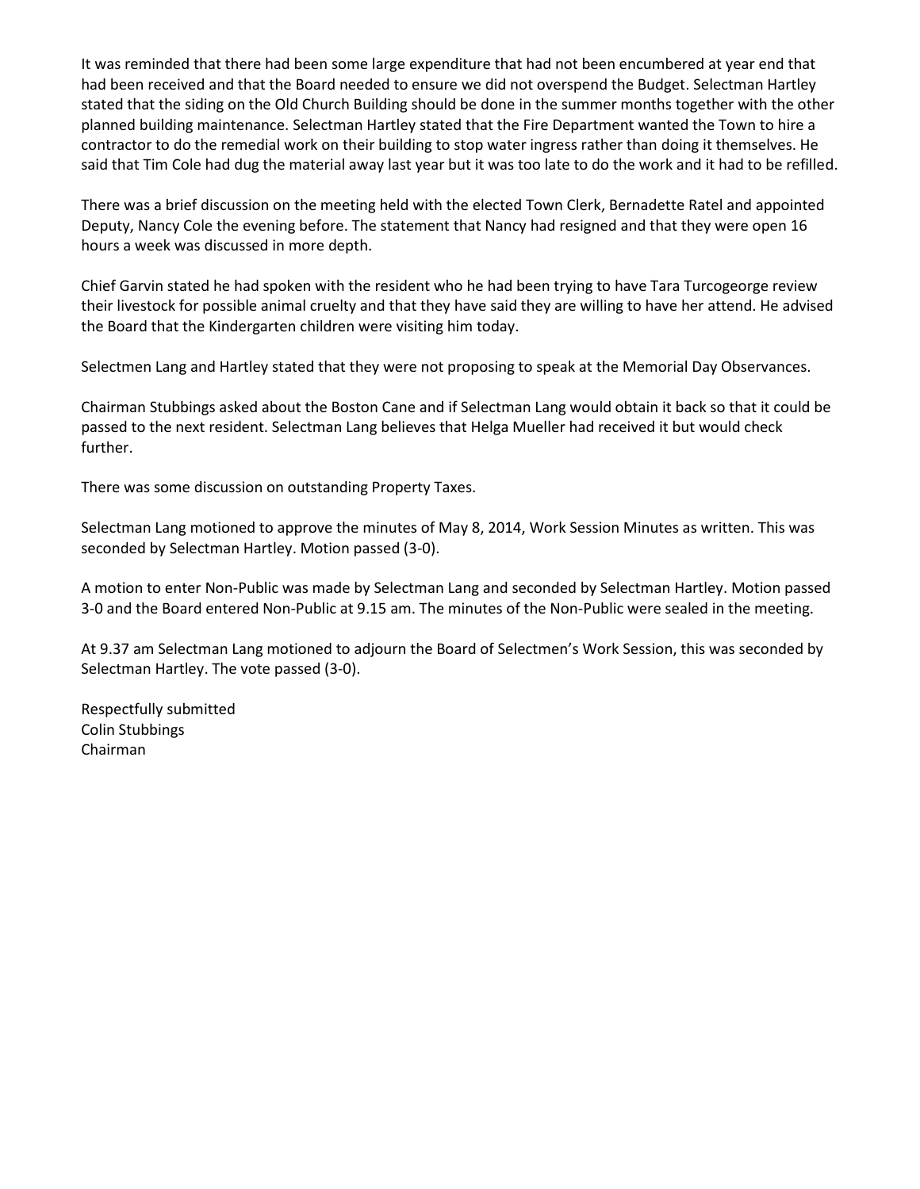It was reminded that there had been some large expenditure that had not been encumbered at year end that had been received and that the Board needed to ensure we did not overspend the Budget. Selectman Hartley stated that the siding on the Old Church Building should be done in the summer months together with the other planned building maintenance. Selectman Hartley stated that the Fire Department wanted the Town to hire a contractor to do the remedial work on their building to stop water ingress rather than doing it themselves. He said that Tim Cole had dug the material away last year but it was too late to do the work and it had to be refilled.

There was a brief discussion on the meeting held with the elected Town Clerk, Bernadette Ratel and appointed Deputy, Nancy Cole the evening before. The statement that Nancy had resigned and that they were open 16 hours a week was discussed in more depth.

Chief Garvin stated he had spoken with the resident who he had been trying to have Tara Turcogeorge review their livestock for possible animal cruelty and that they have said they are willing to have her attend. He advised the Board that the Kindergarten children were visiting him today.

Selectmen Lang and Hartley stated that they were not proposing to speak at the Memorial Day Observances.

Chairman Stubbings asked about the Boston Cane and if Selectman Lang would obtain it back so that it could be passed to the next resident. Selectman Lang believes that Helga Mueller had received it but would check further.

There was some discussion on outstanding Property Taxes.

Selectman Lang motioned to approve the minutes of May 8, 2014, Work Session Minutes as written. This was seconded by Selectman Hartley. Motion passed (3-0).

A motion to enter Non-Public was made by Selectman Lang and seconded by Selectman Hartley. Motion passed 3-0 and the Board entered Non-Public at 9.15 am. The minutes of the Non-Public were sealed in the meeting.

At 9.37 am Selectman Lang motioned to adjourn the Board of Selectmen's Work Session, this was seconded by Selectman Hartley. The vote passed (3-0).

Respectfully submitted
Colin Stubbings
Chairman